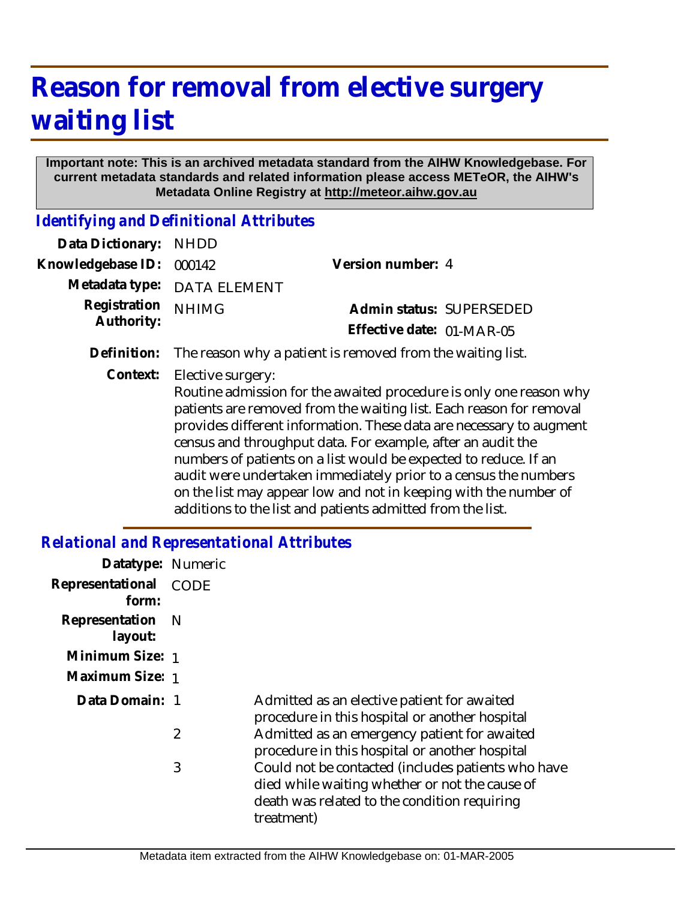# Reason for removal from elective surgery waiting list

**Important note: This is an archived metadata standard from the AIHW Knowledgebase. For current metadata standards and related information please access METeOR, the AIHW's Metadata Online Registry at http://meteor.aihw.gov.au**

## *Identifying and Definitional Attributes*

| | | | |
|---|---|---|---|
| **Data Dictionary:** | NHDD | | |
| **Knowledgebase ID:** | 000142 | **Version number:** | 4 |
| **Metadata type:** | DATA ELEMENT | | |
| **Registration Authority:** | NHIMG | **Admin status:** | SUPERSEDED |
| | | **Effective date:** | 01-MAR-05 |

**Definition:** The reason why a patient is removed from the waiting list.

**Context:** Elective surgery:
Routine admission for the awaited procedure is only one reason why patients are removed from the waiting list. Each reason for removal provides different information. These data are necessary to augment census and throughput data. For example, after an audit the numbers of patients on a list would be expected to reduce. If an audit were undertaken immediately prior to a census the numbers on the list may appear low and not in keeping with the number of additions to the list and patients admitted from the list.

## *Relational and Representational Attributes*

**Datatype:** Numeric

**Representational form:** CODE

**Representation layout:** N

**Minimum Size:** 1

**Maximum Size:** 1

**Data Domain:**

| Code | Description |
|---|---|
| 1 | Admitted as an elective patient for awaited procedure in this hospital or another hospital |
| 2 | Admitted as an emergency patient for awaited procedure in this hospital or another hospital |
| 3 | Could not be contacted (includes patients who have died while waiting whether or not the cause of death was related to the condition requiring treatment) |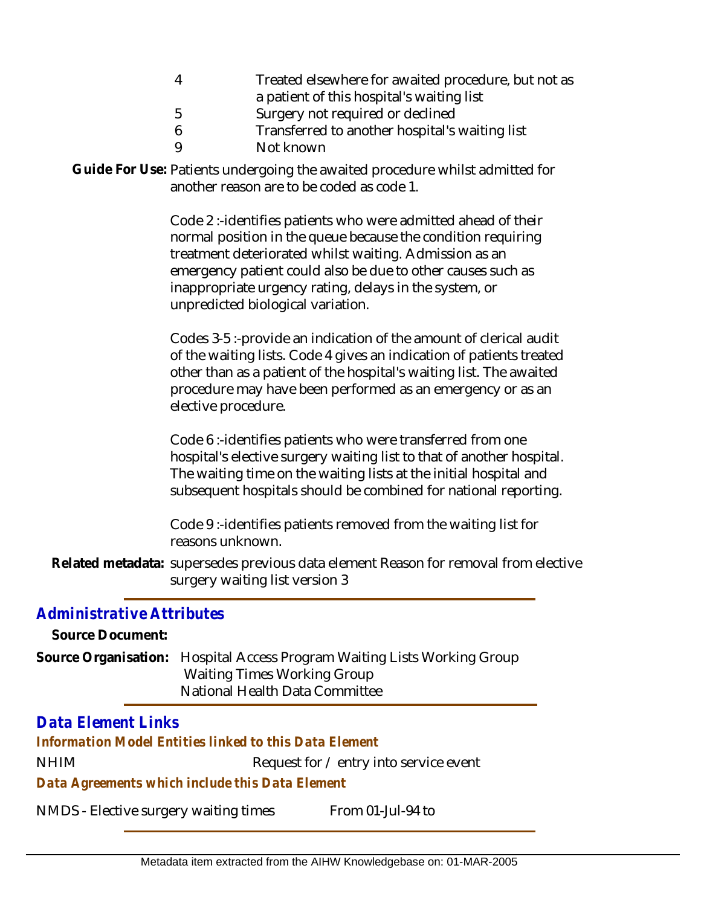| | |
|---|---|
| 4 | Treated elsewhere for awaited procedure, but not as a patient of this hospital's waiting list |
| 5 | Surgery not required or declined |
| 6 | Transferred to another hospital's waiting list |
| 9 | Not known |

**Guide For Use:** Patients undergoing the awaited procedure whilst admitted for another reason are to be coded as code 1.

Code 2 :-identifies patients who were admitted ahead of their normal position in the queue because the condition requiring treatment deteriorated whilst waiting. Admission as an emergency patient could also be due to other causes such as inappropriate urgency rating, delays in the system, or unpredicted biological variation.

Codes 3-5 :-provide an indication of the amount of clerical audit of the waiting lists. Code 4 gives an indication of patients treated other than as a patient of the hospital's waiting list. The awaited procedure may have been performed as an emergency or as an elective procedure.

Code 6 :-identifies patients who were transferred from one hospital's elective surgery waiting list to that of another hospital. The waiting time on the waiting lists at the initial hospital and subsequent hospitals should be combined for national reporting.

Code 9 :-identifies patients removed from the waiting list for reasons unknown.

**Related metadata:** supersedes previous data element Reason for removal from elective surgery waiting list version 3

## Administrative Attributes

**Source Document:**

**Source Organisation:** Hospital Access Program Waiting Lists Working Group
Waiting Times Working Group
National Health Data Committee

## Data Element Links

### Information Model Entities linked to this Data Element

NHIM Request for / entry into service event

### Data Agreements which include this Data Element

NMDS - Elective surgery waiting times From 01-Jul-94 to

Metadata item extracted from the AIHW Knowledgebase on: 01-MAR-2005